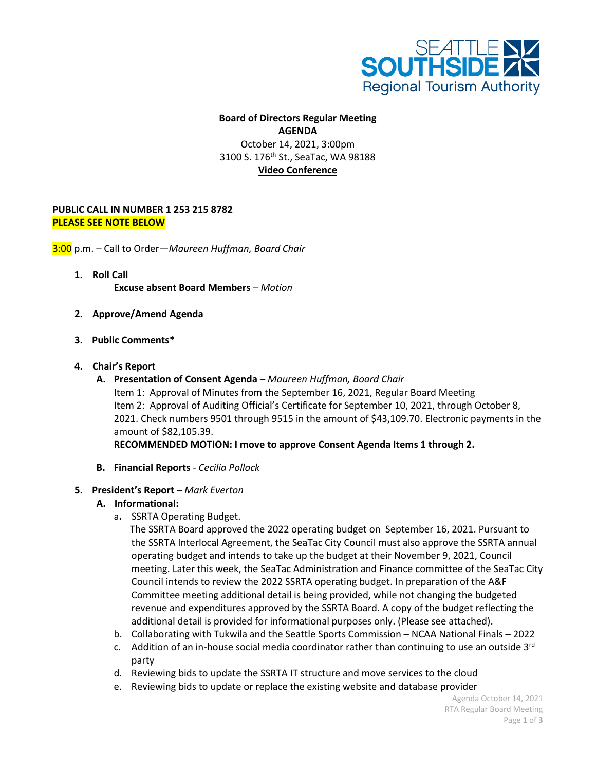SEATTLE SOUTHSIDE
Regional Tourism Authority

**Board of Directors Regular Meeting**
**AGENDA**
October 14, 2021, 3:00pm
3100 S. 176th St., SeaTac, WA 98188
**Video Conference**

**PUBLIC CALL IN NUMBER 1 253 215 8782**
**PLEASE SEE NOTE BELOW**

3:00 p.m. – Call to Order—*Maureen Huffman, Board Chair*

1. **Roll Call**
   **Excuse absent Board Members** – *Motion*

2. **Approve/Amend Agenda**

3. **Public Comments***

4. **Chair's Report**
   - **A. Presentation of Consent Agenda** – *Maureen Huffman, Board Chair*
     Item 1: Approval of Minutes from the September 16, 2021, Regular Board Meeting
     Item 2: Approval of Auditing Official's Certificate for September 10, 2021, through October 8, 2021. Check numbers 9501 through 9515 in the amount of $43,109.70. Electronic payments in the amount of $82,105.39.
     **RECOMMENDED MOTION: I move to approve Consent Agenda Items 1 through 2.**
   - **B. Financial Reports** - *Cecilia Pollock*

5. **President's Report** – *Mark Everton*
   - **A. Informational:**
     - a. SSRTA Operating Budget.
       The SSRTA Board approved the 2022 operating budget on September 16, 2021. Pursuant to the SSRTA Interlocal Agreement, the SeaTac City Council must also approve the SSRTA annual operating budget and intends to take up the budget at their November 9, 2021, Council meeting. Later this week, the SeaTac Administration and Finance committee of the SeaTac City Council intends to review the 2022 SSRTA operating budget. In preparation of the A&F Committee meeting additional detail is being provided, while not changing the budgeted revenue and expenditures approved by the SSRTA Board. A copy of the budget reflecting the additional detail is provided for informational purposes only. (Please see attached).
     - b. Collaborating with Tukwila and the Seattle Sports Commission – NCAA National Finals – 2022
     - c. Addition of an in-house social media coordinator rather than continuing to use an outside 3rd party
     - d. Reviewing bids to update the SSRTA IT structure and move services to the cloud
     - e. Reviewing bids to update or replace the existing website and database provider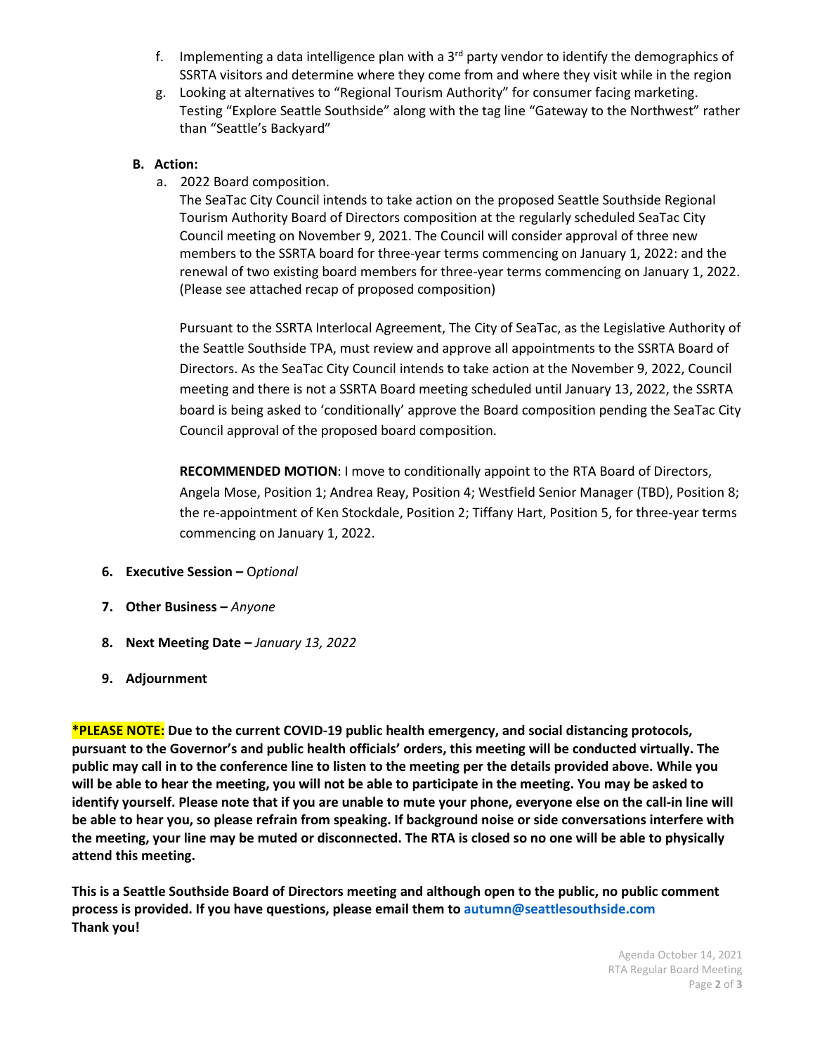f. Implementing a data intelligence plan with a 3rd party vendor to identify the demographics of SSRTA visitors and determine where they come from and where they visit while in the region

g. Looking at alternatives to "Regional Tourism Authority" for consumer facing marketing. Testing "Explore Seattle Southside" along with the tag line "Gateway to the Northwest" rather than "Seattle's Backyard"

**B. Action:**

a. 2022 Board composition.

The SeaTac City Council intends to take action on the proposed Seattle Southside Regional Tourism Authority Board of Directors composition at the regularly scheduled SeaTac City Council meeting on November 9, 2021. The Council will consider approval of three new members to the SSRTA board for three-year terms commencing on January 1, 2022: and the renewal of two existing board members for three-year terms commencing on January 1, 2022. (Please see attached recap of proposed composition)

Pursuant to the SSRTA Interlocal Agreement, The City of SeaTac, as the Legislative Authority of the Seattle Southside TPA, must review and approve all appointments to the SSRTA Board of Directors. As the SeaTac City Council intends to take action at the November 9, 2022, Council meeting and there is not a SSRTA Board meeting scheduled until January 13, 2022, the SSRTA board is being asked to 'conditionally' approve the Board composition pending the SeaTac City Council approval of the proposed board composition.

**RECOMMENDED MOTION**: I move to conditionally appoint to the RTA Board of Directors, Angela Mose, Position 1; Andrea Reay, Position 4; Westfield Senior Manager (TBD), Position 8; the re-appointment of Ken Stockdale, Position 2; Tiffany Hart, Position 5, for three-year terms commencing on January 1, 2022.

6. **Executive Session –** O*ptional*

7. **Other Business –** *Anyone*

8. **Next Meeting Date –** *January 13, 2022*

9. **Adjournment**

**\*PLEASE NOTE: Due to the current COVID-19 public health emergency, and social distancing protocols, pursuant to the Governor's and public health officials' orders, this meeting will be conducted virtually. The public may call in to the conference line to listen to the meeting per the details provided above. While you will be able to hear the meeting, you will not be able to participate in the meeting. You may be asked to identify yourself. Please note that if you are unable to mute your phone, everyone else on the call-in line will be able to hear you, so please refrain from speaking. If background noise or side conversations interfere with the meeting, your line may be muted or disconnected. The RTA is closed so no one will be able to physically attend this meeting.**

**This is a Seattle Southside Board of Directors meeting and although open to the public, no public comment process is provided. If you have questions, please email them to autumn@seattlesouthside.com**
**Thank you!**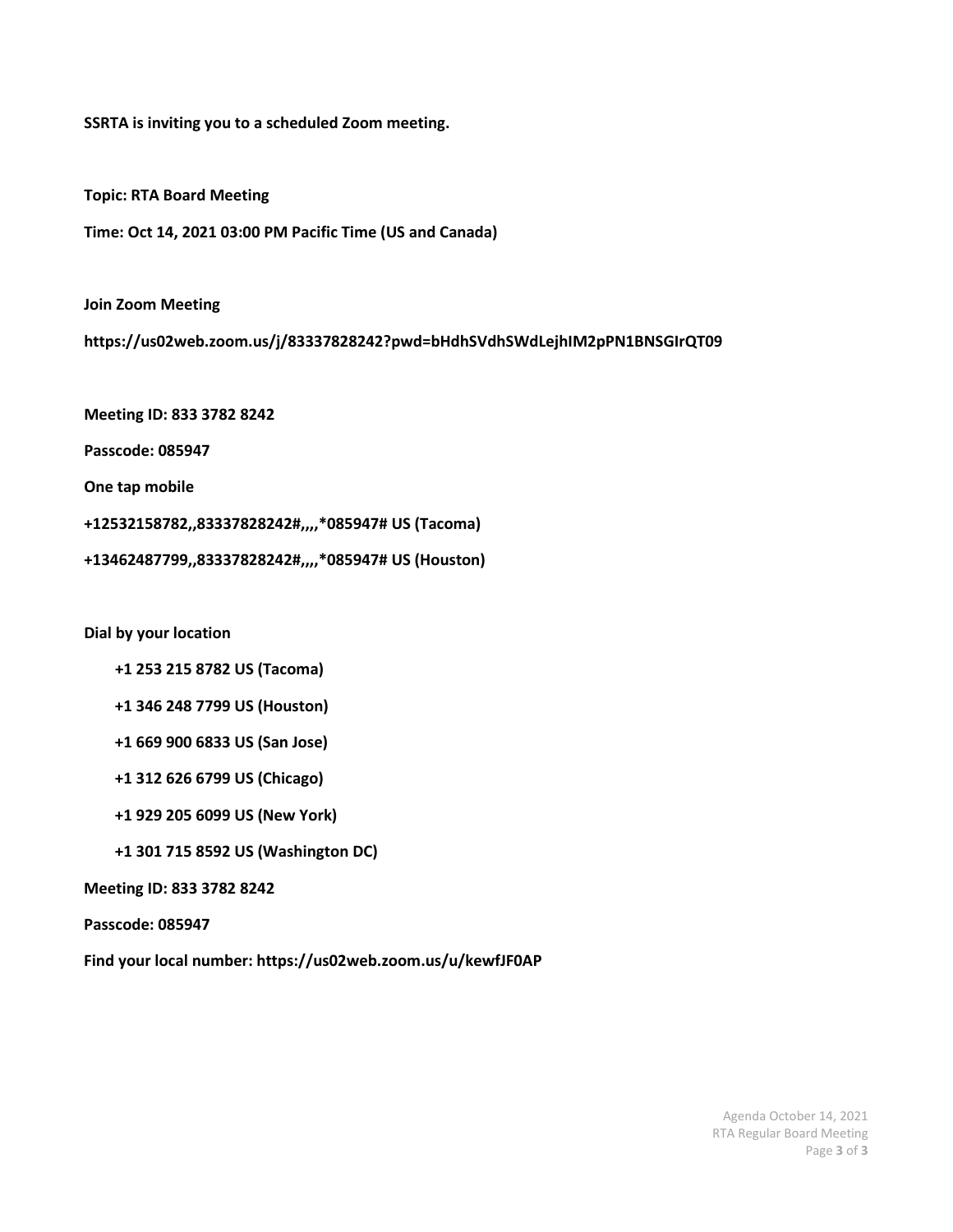**SSRTA is inviting you to a scheduled Zoom meeting.**

**Topic: RTA Board Meeting**

**Time: Oct 14, 2021 03:00 PM Pacific Time (US and Canada)**

**Join Zoom Meeting**

**https://us02web.zoom.us/j/83337828242?pwd=bHdhSVdhSWdLejhIM2pPN1BNSGIrQT09**

**Meeting ID: 833 3782 8242**

**Passcode: 085947**

**One tap mobile**

**+12532158782,,83337828242#,,,,*085947# US (Tacoma)**

**+13462487799,,83337828242#,,,,*085947# US (Houston)**

**Dial by your location**

- **+1 253 215 8782 US (Tacoma)**
- **+1 346 248 7799 US (Houston)**
- **+1 669 900 6833 US (San Jose)**
- **+1 312 626 6799 US (Chicago)**
- **+1 929 205 6099 US (New York)**
- **+1 301 715 8592 US (Washington DC)**

**Meeting ID: 833 3782 8242**

**Passcode: 085947**

**Find your local number: https://us02web.zoom.us/u/kewfJF0AP**